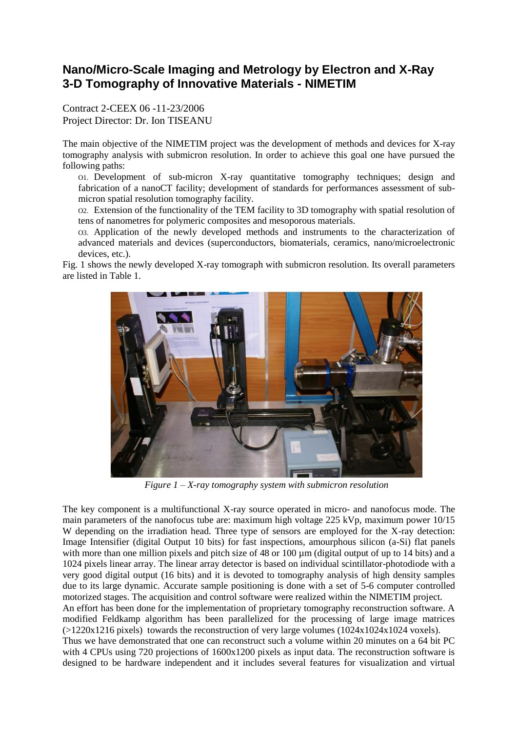# Nano/Micro-Scale Imaging and Metrology by Electron and X-Ray 3-D Tomography of Innovative Materials - NIMETIM

Contract 2-CEEX 06 -11-23/2006
Project Director: Dr. Ion TISEANU

The main objective of the NIMETIM project was the development of methods and devices for X-ray tomography analysis with submicron resolution. In order to achieve this goal one have pursued the following paths:

O1. Development of sub-micron X-ray quantitative tomography techniques; design and fabrication of a nanoCT facility; development of standards for performances assessment of sub-micron spatial resolution tomography facility.

O2. Extension of the functionality of the TEM facility to 3D tomography with spatial resolution of tens of nanometres for polymeric composites and mesoporous materials.

O3. Application of the newly developed methods and instruments to the characterization of advanced materials and devices (superconductors, biomaterials, ceramics, nano/microelectronic devices, etc.).

Fig. 1 shows the newly developed X-ray tomograph with submicron resolution. Its overall parameters are listed in Table 1.

*Figure 1 – X-ray tomography system with submicron resolution*

The key component is a multifunctional X-ray source operated in micro- and nanofocus mode. The main parameters of the nanofocus tube are: maximum high voltage 225 kVp, maximum power 10/15 W depending on the irradiation head. Three type of sensors are employed for the X-ray detection: Image Intensifier (digital Output 10 bits) for fast inspections, amourphous silicon (a-Si) flat panels with more than one million pixels and pitch size of 48 or 100 µm (digital output of up to 14 bits) and a 1024 pixels linear array. The linear array detector is based on individual scintillator-photodiode with a very good digital output (16 bits) and it is devoted to tomography analysis of high density samples due to its large dynamic. Accurate sample positioning is done with a set of 5-6 computer controlled motorized stages. The acquisition and control software were realized within the NIMETIM project.

An effort has been done for the implementation of proprietary tomography reconstruction software. A modified Feldkamp algorithm has been parallelized for the processing of large image matrices (>1220x1216 pixels) towards the reconstruction of very large volumes (1024x1024x1024 voxels).

Thus we have demonstrated that one can reconstruct such a volume within 20 minutes on a 64 bit PC with 4 CPUs using 720 projections of 1600x1200 pixels as input data. The reconstruction software is designed to be hardware independent and it includes several features for visualization and virtual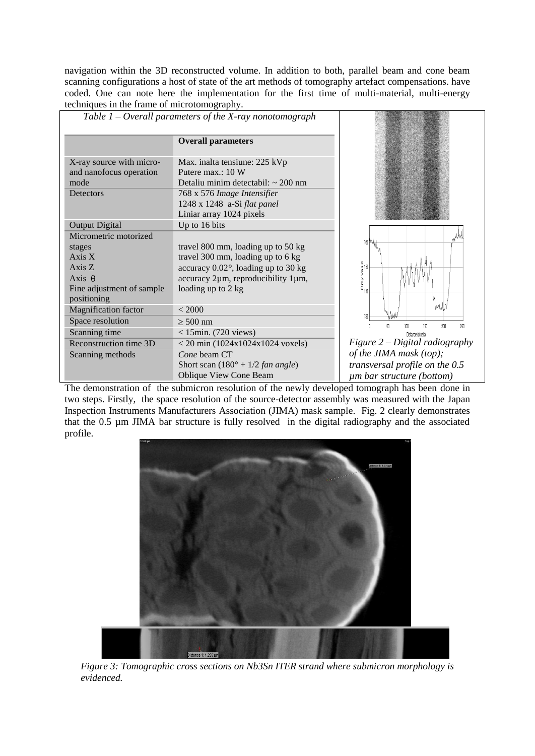navigation within the 3D reconstructed volume. In addition to both, parallel beam and cone beam scanning configurations a host of state of the art methods of tomography artefact compensations. have coded. One can note here the implementation for the first time of multi-material, multi-energy techniques in the frame of microtomography.

*Table 1 – Overall parameters of the X-ray nonotomograph*

| | **Overall parameters** |
|---|---|
| X-ray source with micro- and nanofocus operation mode | Max. inalta tensiune: 225 kVp<br>Putere max.: 10 W<br>Detaliu minim detectabil: ~ 200 nm |
| Detectors | 768 x 576 *Image Intensifier*<br>1248 x 1248 a-Si *flat panel*<br>Liniar array 1024 pixels |
| Output Digital | Up to 16 bits |
| Micrometric motorized stages<br>Axis X<br>Axis Z<br>Axis θ<br>Fine adjustment of sample positioning | <br>travel 800 mm, loading up to 50 kg<br>travel 300 mm, loading up to 6 kg<br>accuracy 0.02°, loading up to 30 kg<br>accuracy 2µm, reproducibility 1µm, loading up to 2 kg |
| Magnification factor | < 2000 |
| Space resolution | ≥ 500 nm |
| Scanning time | < 15min. (720 views) |
| Reconstruction time 3D | < 20 min (1024x1024x1024 voxels) |
| Scanning methods | *Cone* beam CT<br>Short scan (180° + 1/2 *fan angle*)<br>Oblique View Cone Beam |

*Figure 2 – Digital radiography of the JIMA mask (top); transversal profile on the 0.5 µm bar structure (bottom)*

The demonstration of the submicron resolution of the newly developed tomograph has been done in two steps. Firstly, the space resolution of the source-detector assembly was measured with the Japan Inspection Instruments Manufacturers Association (JIMA) mask sample. Fig. 2 clearly demonstrates that the 0.5 µm JIMA bar structure is fully resolved in the digital radiography and the associated profile.

*Figure 3: Tomographic cross sections on Nb3Sn ITER strand where submicron morphology is evidenced.*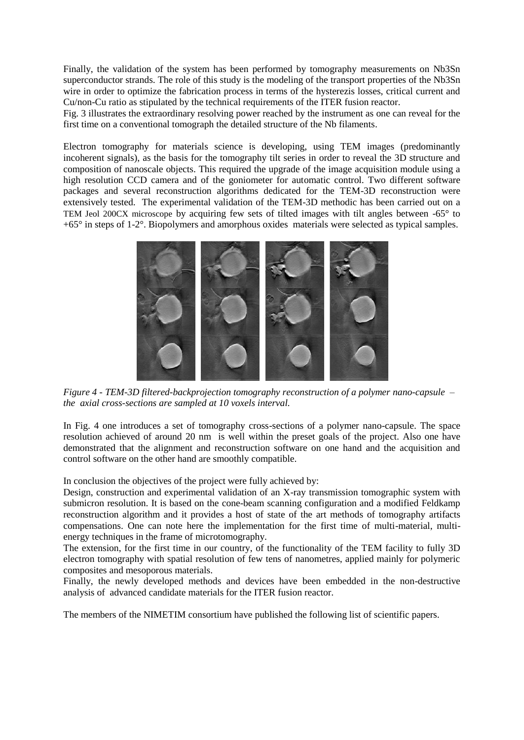Finally, the validation of the system has been performed by tomography measurements on Nb3Sn superconductor strands. The role of this study is the modeling of the transport properties of the Nb3Sn wire in order to optimize the fabrication process in terms of the hysterezis losses, critical current and Cu/non-Cu ratio as stipulated by the technical requirements of the ITER fusion reactor.
Fig. 3 illustrates the extraordinary resolving power reached by the instrument as one can reveal for the first time on a conventional tomograph the detailed structure of the Nb filaments.

Electron tomography for materials science is developing, using TEM images (predominantly incoherent signals), as the basis for the tomography tilt series in order to reveal the 3D structure and composition of nanoscale objects. This required the upgrade of the image acquisition module using a high resolution CCD camera and of the goniometer for automatic control. Two different software packages and several reconstruction algorithms dedicated for the TEM-3D reconstruction were extensively tested. The experimental validation of the TEM-3D methodic has been carried out on a TEM Jeol 200CX microscope by acquiring few sets of tilted images with tilt angles between -65° to +65° in steps of 1-2°. Biopolymers and amorphous oxides materials were selected as typical samples.

*Figure 4 - TEM-3D filtered-backprojection tomography reconstruction of a polymer nano-capsule – the axial cross-sections are sampled at 10 voxels interval.*

In Fig. 4 one introduces a set of tomography cross-sections of a polymer nano-capsule. The space resolution achieved of around 20 nm is well within the preset goals of the project. Also one have demonstrated that the alignment and reconstruction software on one hand and the acquisition and control software on the other hand are smoothly compatible.

In conclusion the objectives of the project were fully achieved by:
Design, construction and experimental validation of an X-ray transmission tomographic system with submicron resolution. It is based on the cone-beam scanning configuration and a modified Feldkamp reconstruction algorithm and it provides a host of state of the art methods of tomography artifacts compensations. One can note here the implementation for the first time of multi-material, multi-energy techniques in the frame of microtomography.
The extension, for the first time in our country, of the functionality of the TEM facility to fully 3D electron tomography with spatial resolution of few tens of nanometres, applied mainly for polymeric composites and mesoporous materials.
Finally, the newly developed methods and devices have been embedded in the non-destructive analysis of advanced candidate materials for the ITER fusion reactor.

The members of the NIMETIM consortium have published the following list of scientific papers.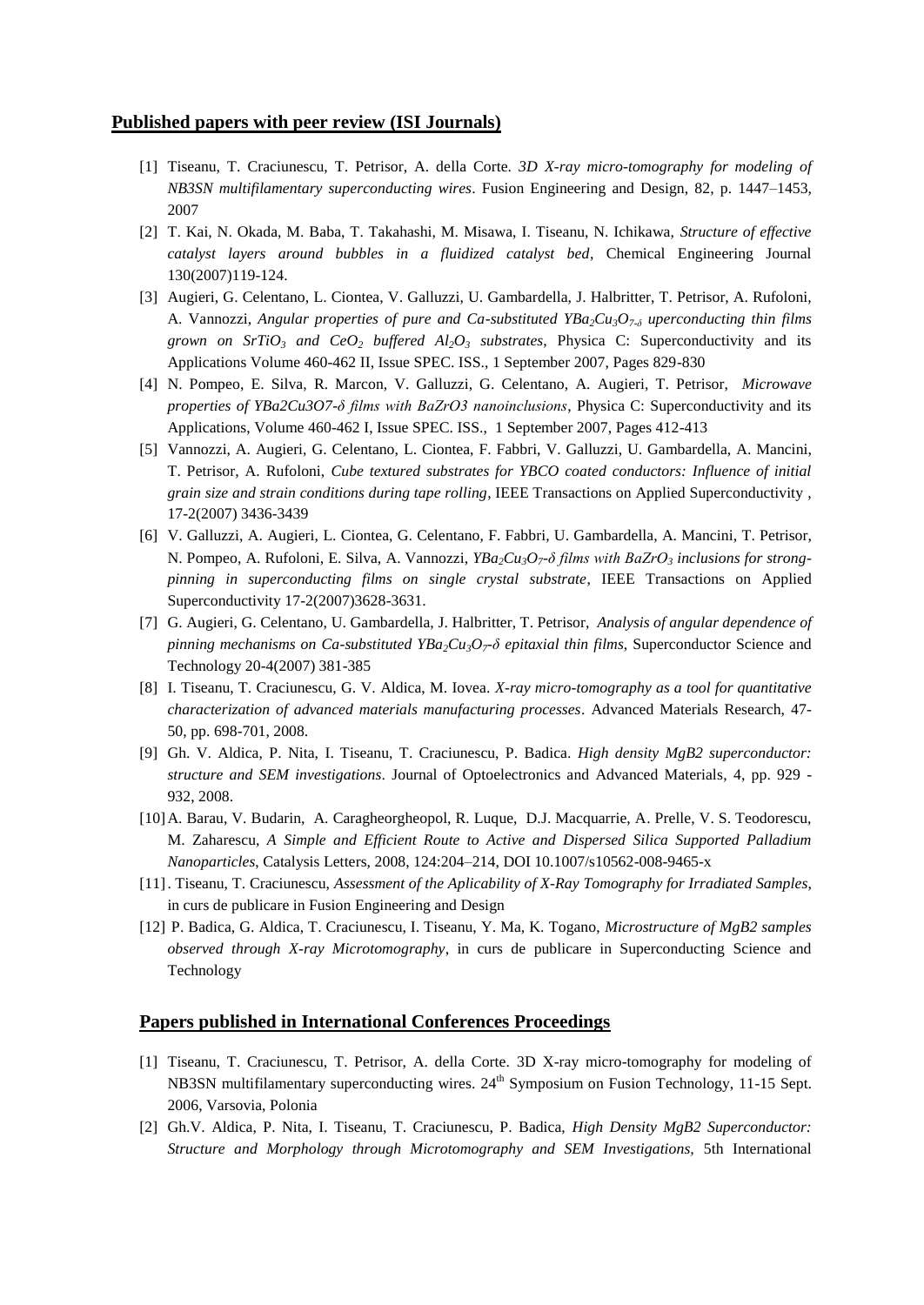## Published papers with peer review (ISI Journals)

[1] Tiseanu, T. Craciunescu, T. Petrisor, A. della Corte. *3D X-ray micro-tomography for modeling of NB3SN multifilamentary superconducting wires*. Fusion Engineering and Design, 82, p. 1447–1453, 2007

[2] T. Kai, N. Okada, M. Baba, T. Takahashi, M. Misawa, I. Tiseanu, N. Ichikawa, *Structure of effective catalyst layers around bubbles in a fluidized catalyst bed*, Chemical Engineering Journal 130(2007)119-124.

[3] Augieri, G. Celentano, L. Ciontea, V. Galluzzi, U. Gambardella, J. Halbritter, T. Petrisor, A. Rufoloni, A. Vannozzi, *Angular properties of pure and Ca-substituted $YBa_2Cu_3O_{7-\delta}$ uperconducting thin films grown on $SrTiO_3$ and $CeO_2$ buffered $Al_2O_3$ substrates*, Physica C: Superconductivity and its Applications Volume 460-462 II, Issue SPEC. ISS., 1 September 2007, Pages 829-830

[4] N. Pompeo, E. Silva, R. Marcon, V. Galluzzi, G. Celentano, A. Augieri, T. Petrisor, *Microwave properties of YBa2Cu3O7-δ films with BaZrO3 nanoinclusions*, Physica C: Superconductivity and its Applications, Volume 460-462 I, Issue SPEC. ISS., 1 September 2007, Pages 412-413

[5] Vannozzi, A. Augieri, G. Celentano, L. Ciontea, F. Fabbri, V. Galluzzi, U. Gambardella, A. Mancini, T. Petrisor, A. Rufoloni, *Cube textured substrates for YBCO coated conductors: Influence of initial grain size and strain conditions during tape rolling*, IEEE Transactions on Applied Superconductivity , 17-2(2007) 3436-3439

[6] V. Galluzzi, A. Augieri, L. Ciontea, G. Celentano, F. Fabbri, U. Gambardella, A. Mancini, T. Petrisor, N. Pompeo, A. Rufoloni, E. Silva, A. Vannozzi, *$YBa_2Cu_3O_7$-δ films with $BaZrO_3$ inclusions for strong-pinning in superconducting films on single crystal substrate*, IEEE Transactions on Applied Superconductivity 17-2(2007)3628-3631.

[7] G. Augieri, G. Celentano, U. Gambardella, J. Halbritter, T. Petrisor, *Analysis of angular dependence of pinning mechanisms on Ca-substituted $YBa_2Cu_3O_7$-δ epitaxial thin films*, Superconductor Science and Technology 20-4(2007) 381-385

[8] I. Tiseanu, T. Craciunescu, G. V. Aldica, M. Iovea. *X-ray micro-tomography as a tool for quantitative characterization of advanced materials manufacturing processes*. Advanced Materials Research, 47-50, pp. 698-701, 2008.

[9] Gh. V. Aldica, P. Nita, I. Tiseanu, T. Craciunescu, P. Badica. *High density MgB2 superconductor: structure and SEM investigations*. Journal of Optoelectronics and Advanced Materials, 4, pp. 929 - 932, 2008.

[10] A. Barau, V. Budarin, A. Caragheorgheopol, R. Luque, D.J. Macquarrie, A. Prelle, V. S. Teodorescu, M. Zaharescu, *A Simple and Efficient Route to Active and Dispersed Silica Supported Palladium Nanoparticles*, Catalysis Letters, 2008, 124:204–214, DOI 10.1007/s10562-008-9465-x

[11] . Tiseanu, T. Craciunescu, *Assessment of the Aplicability of X-Ray Tomography for Irradiated Samples*, in curs de publicare in Fusion Engineering and Design

[12] P. Badica, G. Aldica, T. Craciunescu, I. Tiseanu, Y. Ma, K. Togano, *Microstructure of MgB2 samples observed through X-ray Microtomography*, in curs de publicare in Superconducting Science and Technology

## Papers published in International Conferences Proceedings

[1] Tiseanu, T. Craciunescu, T. Petrisor, A. della Corte. 3D X-ray micro-tomography for modeling of NB3SN multifilamentary superconducting wires. 24th Symposium on Fusion Technology, 11-15 Sept. 2006, Varsovia, Polonia

[2] Gh.V. Aldica, P. Nita, I. Tiseanu, T. Craciunescu, P. Badica, *High Density MgB2 Superconductor: Structure and Morphology through Microtomography and SEM Investigations,* 5th International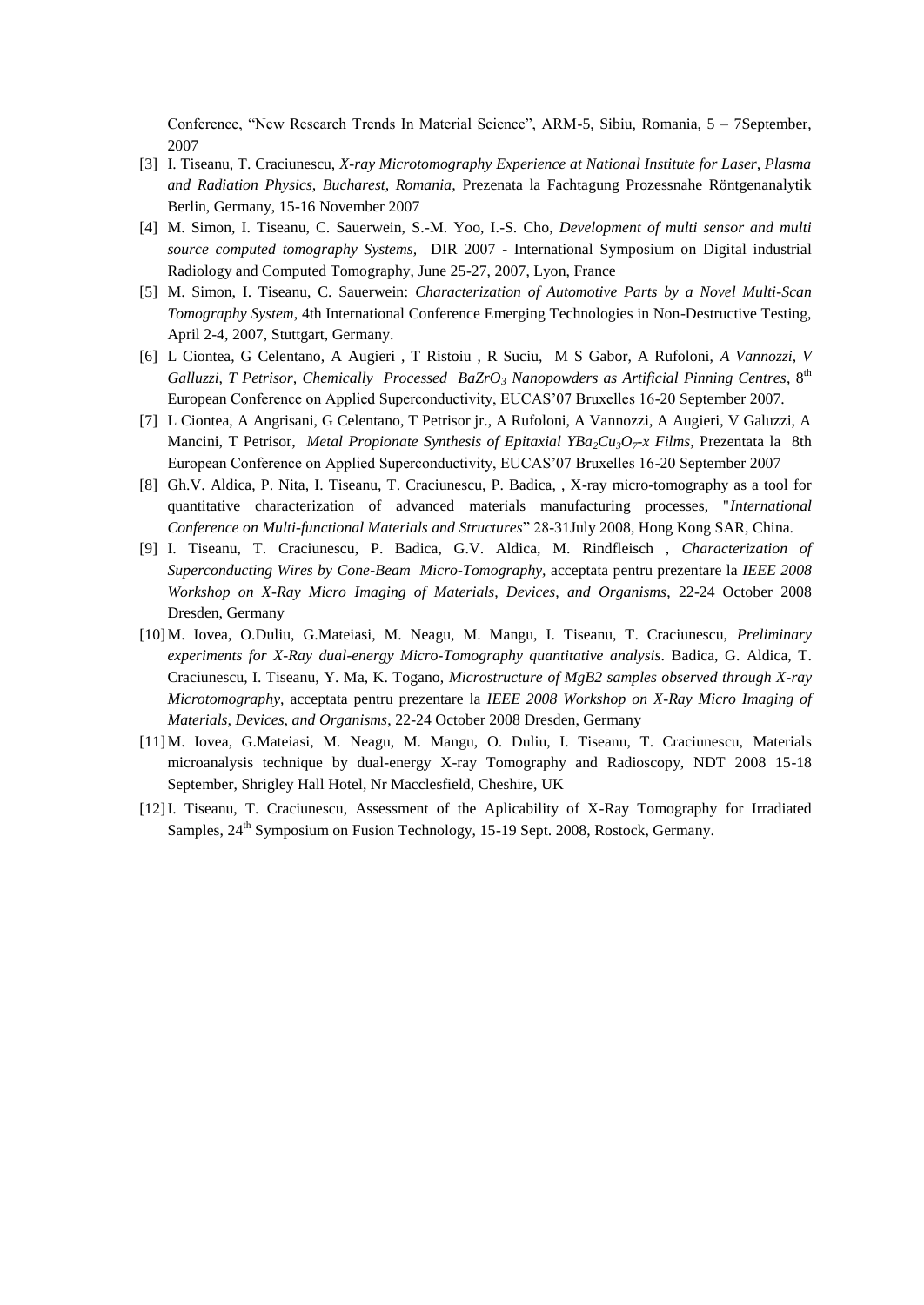Conference, "New Research Trends In Material Science", ARM-5, Sibiu, Romania, 5 – 7September, 2007

[3] I. Tiseanu, T. Craciunescu, *X-ray Microtomography Experience at National Institute for Laser, Plasma and Radiation Physics, Bucharest, Romania,* Prezenata la Fachtagung Prozessnahe Röntgenanalytik Berlin, Germany, 15-16 November 2007

[4] M. Simon, I. Tiseanu, C. Sauerwein, S.-M. Yoo, I.-S. Cho, *Development of multi sensor and multi source computed tomography Systems,* DIR 2007 - International Symposium on Digital industrial Radiology and Computed Tomography, June 25-27, 2007, Lyon, France

[5] M. Simon, I. Tiseanu, C. Sauerwein: *Characterization of Automotive Parts by a Novel Multi-Scan Tomography System*, 4th International Conference Emerging Technologies in Non-Destructive Testing, April 2-4, 2007, Stuttgart, Germany.

[6] L Ciontea, G Celentano, A Augieri , T Ristoiu , R Suciu, M S Gabor, A Rufoloni, *A Vannozzi, V Galluzzi, T Petrisor, Chemically Processed $BaZrO_3$ Nanopowders as Artificial Pinning Centres*, 8th European Conference on Applied Superconductivity, EUCAS'07 Bruxelles 16-20 September 2007.

[7] L Ciontea, A Angrisani, G Celentano, T Petrisor jr., A Rufoloni, A Vannozzi, A Augieri, V Galuzzi, A Mancini, T Petrisor, *Metal Propionate Synthesis of Epitaxial $YBa_2Cu_3O_{7}$-x Films,* Prezentata la 8th European Conference on Applied Superconductivity, EUCAS'07 Bruxelles 16-20 September 2007

[8] Gh.V. Aldica, P. Nita, I. Tiseanu, T. Craciunescu, P. Badica, , X-ray micro-tomography as a tool for quantitative characterization of advanced materials manufacturing processes, "*International Conference on Multi-functional Materials and Structures*" 28-31July 2008, Hong Kong SAR, China.

[9] I. Tiseanu, T. Craciunescu, P. Badica, G.V. Aldica, M. Rindfleisch , *Characterization of Superconducting Wires by Cone-Beam Micro-Tomography,* acceptata pentru prezentare la *IEEE 2008 Workshop on X-Ray Micro Imaging of Materials, Devices, and Organisms*, 22-24 October 2008 Dresden, Germany

[10] M. Iovea, O.Duliu, G.Mateiasi, M. Neagu, M. Mangu, I. Tiseanu, T. Craciunescu, *Preliminary experiments for X-Ray dual-energy Micro-Tomography quantitative analysis*. Badica, G. Aldica, T. Craciunescu, I. Tiseanu, Y. Ma, K. Togano, *Microstructure of MgB2 samples observed through X-ray Microtomography,* acceptata pentru prezentare la *IEEE 2008 Workshop on X-Ray Micro Imaging of Materials, Devices, and Organisms*, 22-24 October 2008 Dresden, Germany

[11] M. Iovea, G.Mateiasi, M. Neagu, M. Mangu, O. Duliu, I. Tiseanu, T. Craciunescu, Materials microanalysis technique by dual-energy X-ray Tomography and Radioscopy, NDT 2008 15-18 September, Shrigley Hall Hotel, Nr Macclesfield, Cheshire, UK

[12] I. Tiseanu, T. Craciunescu, Assessment of the Aplicability of X-Ray Tomography for Irradiated Samples, 24th Symposium on Fusion Technology, 15-19 Sept. 2008, Rostock, Germany.